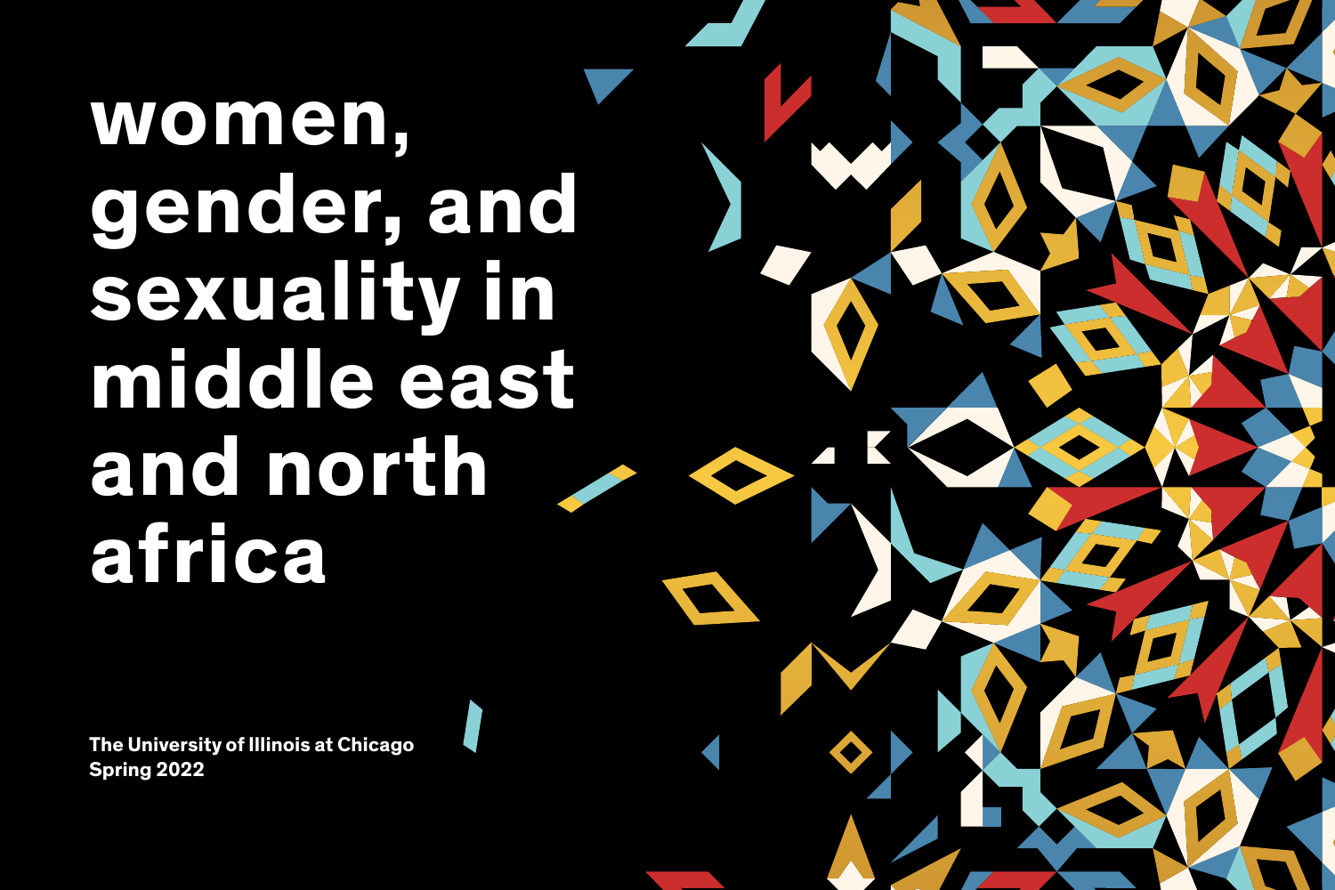# women, gender, and sexuality in middle east and north africa

**The University of Illinois at Chicago**
**Spring 2022**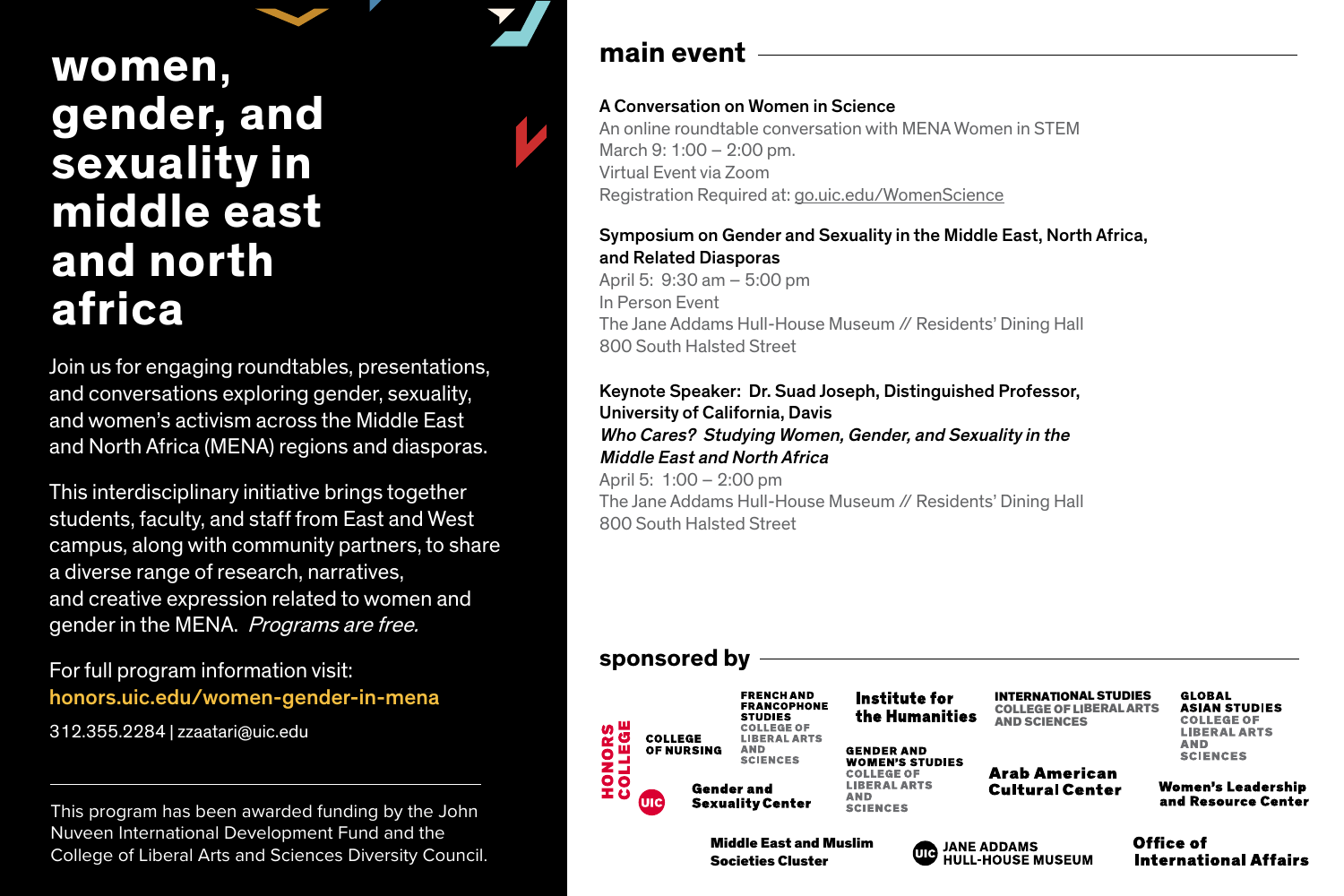# women, gender, and sexuality in middle east and north africa

Join us for engaging roundtables, presentations, and conversations exploring gender, sexuality, and women's activism across the Middle East and North Africa (MENA) regions and diasporas.

This interdisciplinary initiative brings together students, faculty, and staff from East and West campus, along with community partners, to share a diverse range of research, narratives, and creative expression related to women and gender in the MENA. *Programs are free.*

For full program information visit:
**honors.uic.edu/women-gender-in-mena**

312.355.2284 | zzaatari@uic.edu

---

This program has been awarded funding by the John Nuveen International Development Fund and the College of Liberal Arts and Sciences Diversity Council.

## main event

**A Conversation on Women in Science**
An online roundtable conversation with MENA Women in STEM
March 9: 1:00 – 2:00 pm.
Virtual Event via Zoom
Registration Required at: go.uic.edu/WomenScience

**Symposium on Gender and Sexuality in the Middle East, North Africa, and Related Diasporas**
April 5: 9:30 am – 5:00 pm
In Person Event
The Jane Addams Hull-House Museum // Residents' Dining Hall
800 South Halsted Street

**Keynote Speaker: Dr. Suad Joseph, Distinguished Professor, University of California, Davis**
***Who Cares? Studying Women, Gender, and Sexuality in the Middle East and North Africa***
April 5: 1:00 – 2:00 pm
The Jane Addams Hull-House Museum // Residents' Dining Hall
800 South Halsted Street

## sponsored by

- Honors College
- College of Nursing
- French and Francophone Studies, College of Liberal Arts and Sciences
- Institute for the Humanities
- International Studies, College of Liberal Arts and Sciences
- Global Asian Studies, College of Liberal Arts and Sciences
- Gender and Sexuality Center
- Gender and Women's Studies, College of Liberal Arts and Sciences
- Arab American Cultural Center
- Women's Leadership and Resource Center
- Middle East and Muslim Societies Cluster
- Jane Addams Hull-House Museum
- Office of International Affairs